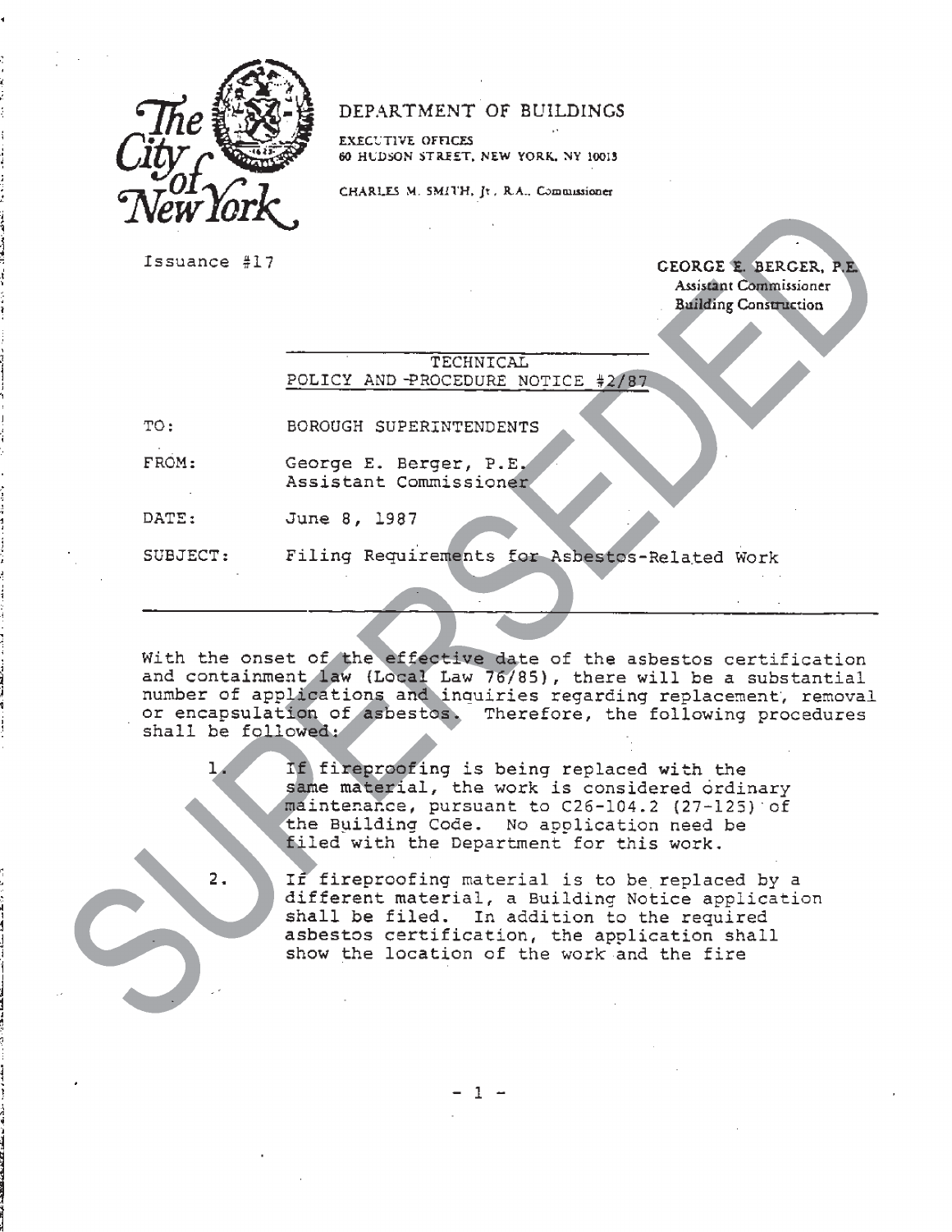The City of New York

DEPARTMENT OF BUILDINGS

EXECUTIVE OFFICES
60 HUDSON STREET, NEW YORK, NY 10013

CHARLES M. SMITH, Jr., R.A., Commissioner

Issuance #17

GEORGE E. BERGER, P.E.
Assistant Commissioner
Building Construction

SUPERSEDED

## TECHNICAL POLICY AND PROCEDURE NOTICE #2/87

TO: BOROUGH SUPERINTENDENTS

FROM: George E. Berger, P.E.
Assistant Commissioner

DATE: June 8, 1987

SUBJECT: Filing Requirements for Asbestos-Related Work

---

With the onset of the effective date of the asbestos certification and containment law (Local Law 76/85), there will be a substantial number of applications and inquiries regarding replacement, removal or encapsulation of asbestos. Therefore, the following procedures shall be followed:

1. If fireproofing is being replaced with the same material, the work is considered ordinary maintenance, pursuant to C26-104.2 (27-125) of the Building Code. No application need be filed with the Department for this work.

2. If fireproofing material is to be replaced by a different material, a Building Notice application shall be filed. In addition to the required asbestos certification, the application shall show the location of the work and the fire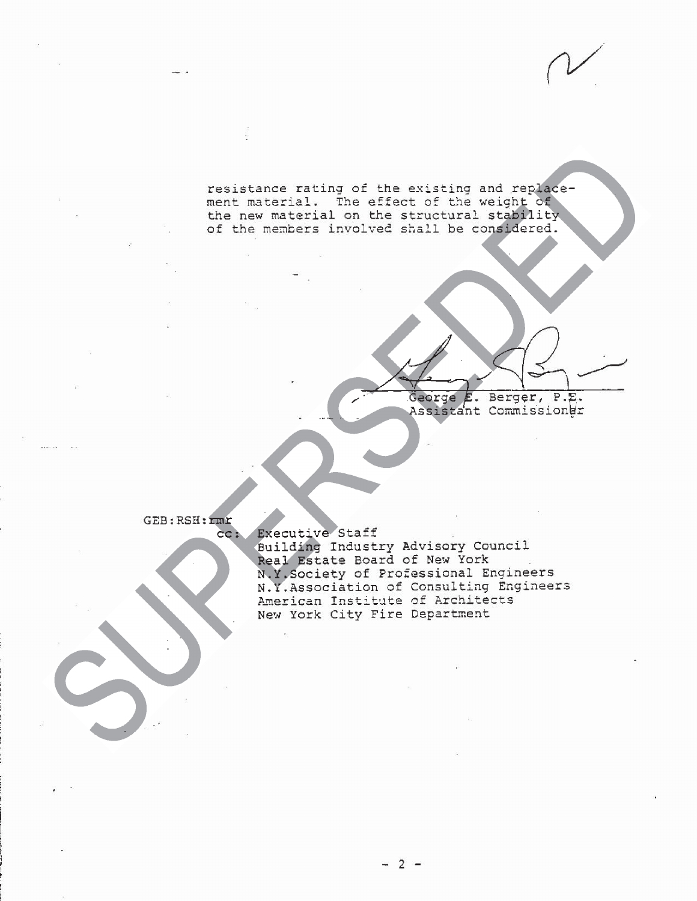resistance rating of the existing and replacement material. The effect of the weight of the new material on the structural stability of the members involved shall be considered.

George E. Berger, P.E.
Assistant Commissioner

GEB:RSH:rmr

cc: Executive Staff
Building Industry Advisory Council
Real Estate Board of New York
N.Y.Society of Professional Engineers
N.Y.Association of Consulting Engineers
American Institute of Architects
New York City Fire Department

SUPERSEDED